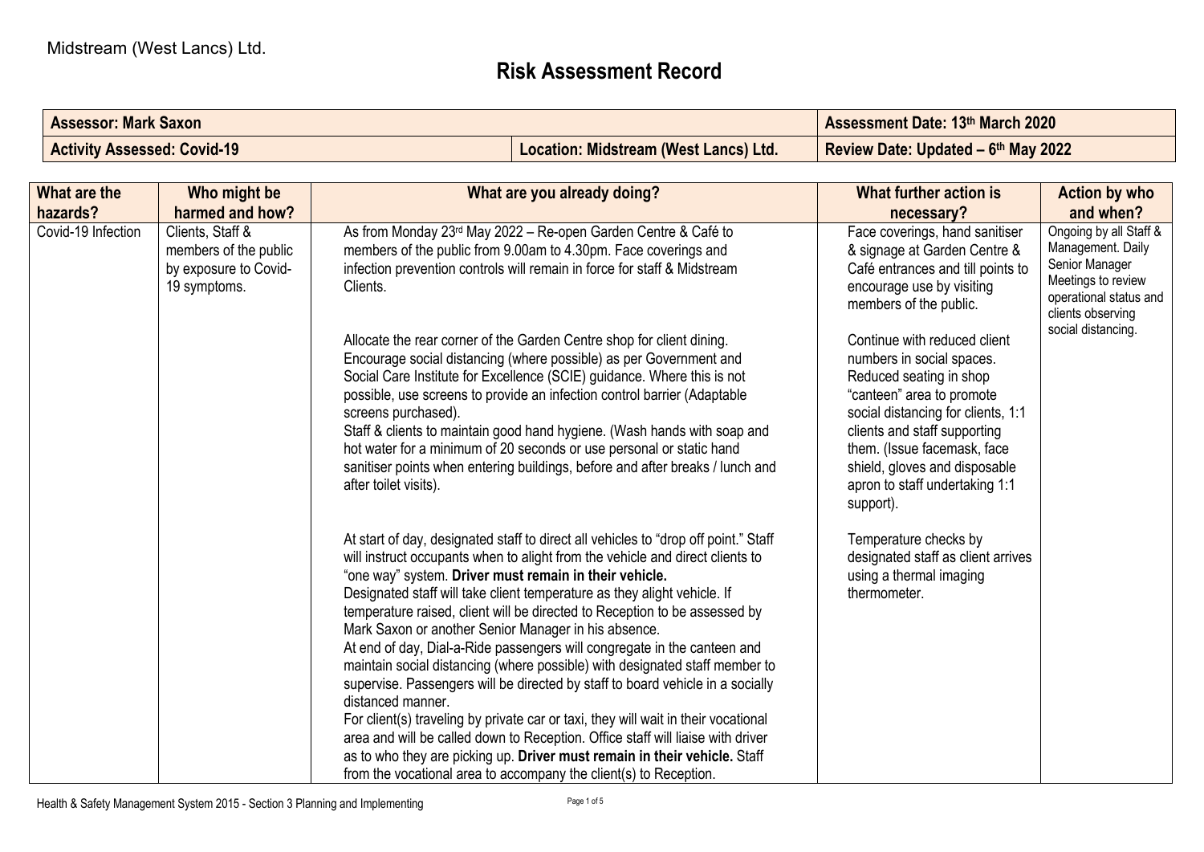Midstream (West Lancs) Ltd.

# Risk Assessment Record

| Assessor: Mark Saxon | | Assessment Date: 13th March 2020 |
|---|---|---|
| Activity Assessed: Covid-19 | Location: Midstream (West Lancs) Ltd. | Review Date: Updated – 6th May 2022 |

| What are the hazards? | Who might be harmed and how? | What are you already doing? | What further action is necessary? | Action by who and when? |
|---|---|---|---|---|
| Covid-19 Infection | Clients, Staff & members of the public by exposure to Covid-19 symptoms. | As from Monday 23rd May 2022 – Re-open Garden Centre & Café to members of the public from 9.00am to 4.30pm. Face coverings and infection prevention controls will remain in force for staff & Midstream Clients.<br><br>Allocate the rear corner of the Garden Centre shop for client dining. Encourage social distancing (where possible) as per Government and Social Care Institute for Excellence (SCIE) guidance. Where this is not possible, use screens to provide an infection control barrier (Adaptable screens purchased).<br>Staff & clients to maintain good hand hygiene. (Wash hands with soap and hot water for a minimum of 20 seconds or use personal or static hand sanitiser points when entering buildings, before and after breaks / lunch and after toilet visits).<br><br>At start of day, designated staff to direct all vehicles to "drop off point." Staff will instruct occupants when to alight from the vehicle and direct clients to "one way" system. **Driver must remain in their vehicle.**<br>Designated staff will take client temperature as they alight vehicle. If temperature raised, client will be directed to Reception to be assessed by Mark Saxon or another Senior Manager in his absence.<br>At end of day, Dial-a-Ride passengers will congregate in the canteen and maintain social distancing (where possible) with designated staff member to supervise. Passengers will be directed by staff to board vehicle in a socially distanced manner.<br>For client(s) traveling by private car or taxi, they will wait in their vocational area and will be called down to Reception. Office staff will liaise with driver as to who they are picking up. **Driver must remain in their vehicle.** Staff from the vocational area to accompany the client(s) to Reception. | Face coverings, hand sanitiser & signage at Garden Centre & Café entrances and till points to encourage use by visiting members of the public.<br><br>Continue with reduced client numbers in social spaces. Reduced seating in shop "canteen" area to promote social distancing for clients, 1:1 clients and staff supporting them. (Issue facemask, face shield, gloves and disposable apron to staff undertaking 1:1 support).<br><br>Temperature checks by designated staff as client arrives using a thermal imaging thermometer. | Ongoing by all Staff & Management. Daily Senior Manager Meetings to review operational status and clients observing social distancing. |

Health & Safety Management System 2015 - Section 3 Planning and Implementing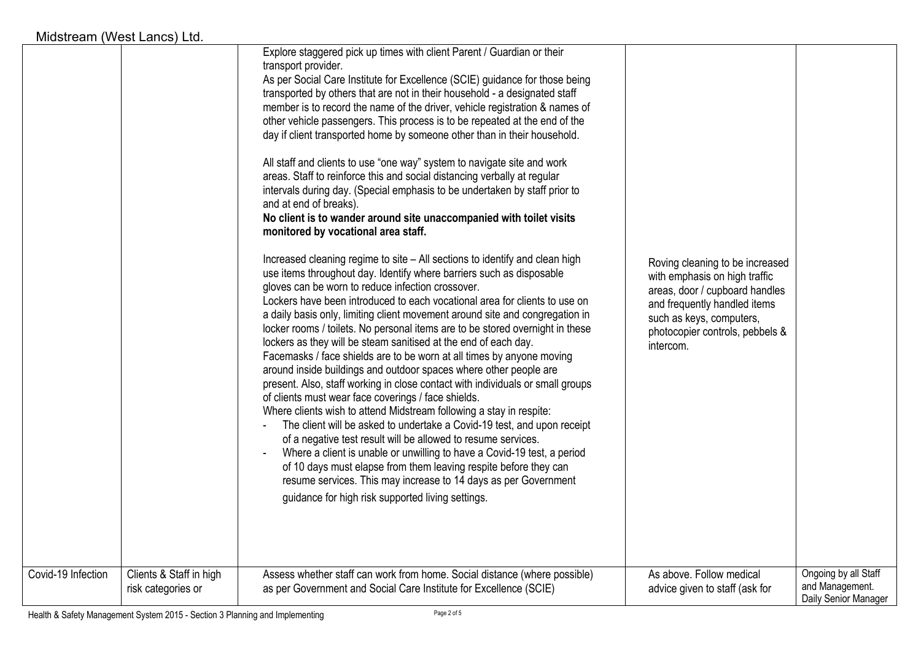| | | | | |
|---|---|---|---|---|
| | | Explore staggered pick up times with client Parent / Guardian or their transport provider.<br>As per Social Care Institute for Excellence (SCIE) guidance for those being transported by others that are not in their household - a designated staff member is to record the name of the driver, vehicle registration & names of other vehicle passengers. This process is to be repeated at the end of the day if client transported home by someone other than in their household.<br><br>All staff and clients to use "one way" system to navigate site and work areas. Staff to reinforce this and social distancing verbally at regular intervals during day. (Special emphasis to be undertaken by staff prior to and at end of breaks).<br>**No client is to wander around site unaccompanied with toilet visits monitored by vocational area staff.**<br><br>Increased cleaning regime to site – All sections to identify and clean high use items throughout day. Identify where barriers such as disposable gloves can be worn to reduce infection crossover.<br>Lockers have been introduced to each vocational area for clients to use on a daily basis only, limiting client movement around site and congregation in locker rooms / toilets. No personal items are to be stored overnight in these lockers as they will be steam sanitised at the end of each day.<br>Facemasks / face shields are to be worn at all times by anyone moving around inside buildings and outdoor spaces where other people are present. Also, staff working in close contact with individuals or small groups of clients must wear face coverings / face shields.<br>Where clients wish to attend Midstream following a stay in respite:<br>- The client will be asked to undertake a Covid-19 test, and upon receipt of a negative test result will be allowed to resume services.<br>- Where a client is unable or unwilling to have a Covid-19 test, a period of 10 days must elapse from them leaving respite before they can resume services. This may increase to 14 days as per Government guidance for high risk supported living settings. | Roving cleaning to be increased with emphasis on high traffic areas, door / cupboard handles and frequently handled items such as keys, computers, photocopier controls, pebbels & intercom. | |
| Covid-19 Infection | Clients & Staff in high risk categories or | Assess whether staff can work from home. Social distance (where possible) as per Government and Social Care Institute for Excellence (SCIE) | As above. Follow medical advice given to staff (ask for | Ongoing by all Staff and Management. Daily Senior Manager |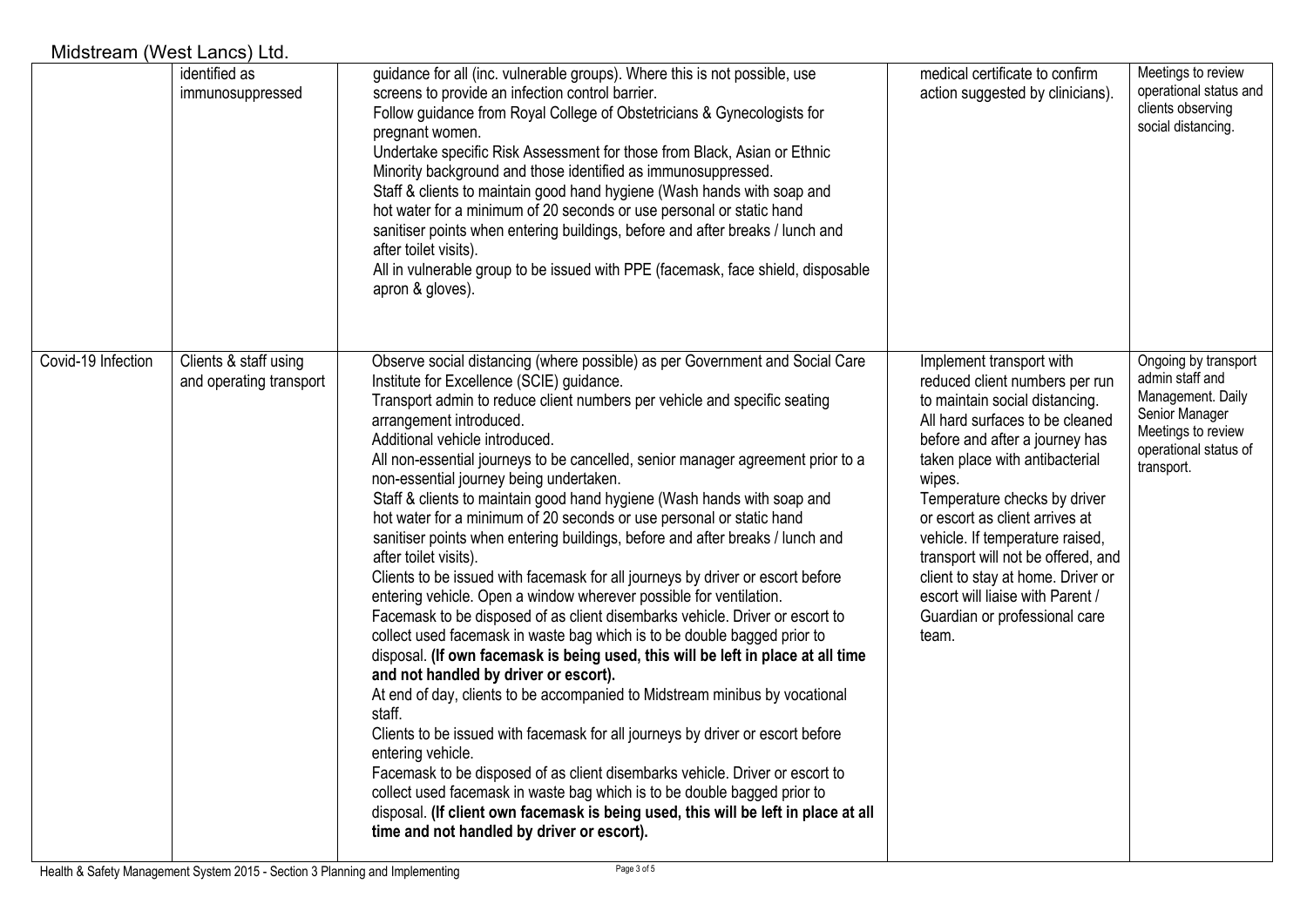| | identified as immunosuppressed | guidance for all (inc. vulnerable groups). Where this is not possible, use screens to provide an infection control barrier.<br>Follow guidance from Royal College of Obstetricians & Gynecologists for pregnant women.<br>Undertake specific Risk Assessment for those from Black, Asian or Ethnic Minority background and those identified as immunosuppressed.<br>Staff & clients to maintain good hand hygiene (Wash hands with soap and hot water for a minimum of 20 seconds or use personal or static hand sanitiser points when entering buildings, before and after breaks / lunch and after toilet visits).<br>All in vulnerable group to be issued with PPE (facemask, face shield, disposable apron & gloves). | medical certificate to confirm action suggested by clinicians). | Meetings to review operational status and clients observing social distancing. |
|---|---|---|---|---|
| Covid-19 Infection | Clients & staff using and operating transport | Observe social distancing (where possible) as per Government and Social Care Institute for Excellence (SCIE) guidance.<br>Transport admin to reduce client numbers per vehicle and specific seating arrangement introduced.<br>Additional vehicle introduced.<br>All non-essential journeys to be cancelled, senior manager agreement prior to a non-essential journey being undertaken.<br>Staff & clients to maintain good hand hygiene (Wash hands with soap and hot water for a minimum of 20 seconds or use personal or static hand sanitiser points when entering buildings, before and after breaks / lunch and after toilet visits).<br>Clients to be issued with facemask for all journeys by driver or escort before entering vehicle. Open a window wherever possible for ventilation.<br>Facemask to be disposed of as client disembarks vehicle. Driver or escort to collect used facemask in waste bag which is to be double bagged prior to disposal. **(If own facemask is being used, this will be left in place at all time and not handled by driver or escort).**<br>At end of day, clients to be accompanied to Midstream minibus by vocational staff.<br>Clients to be issued with facemask for all journeys by driver or escort before entering vehicle.<br>Facemask to be disposed of as client disembarks vehicle. Driver or escort to collect used facemask in waste bag which is to be double bagged prior to disposal. **(If client own facemask is being used, this will be left in place at all time and not handled by driver or escort).** | Implement transport with reduced client numbers per run to maintain social distancing.<br>All hard surfaces to be cleaned before and after a journey has taken place with antibacterial wipes.<br>Temperature checks by driver or escort as client arrives at vehicle. If temperature raised, transport will not be offered, and client to stay at home. Driver or escort will liaise with Parent / Guardian or professional care team. | Ongoing by transport admin staff and Management. Daily Senior Manager Meetings to review operational status of transport. |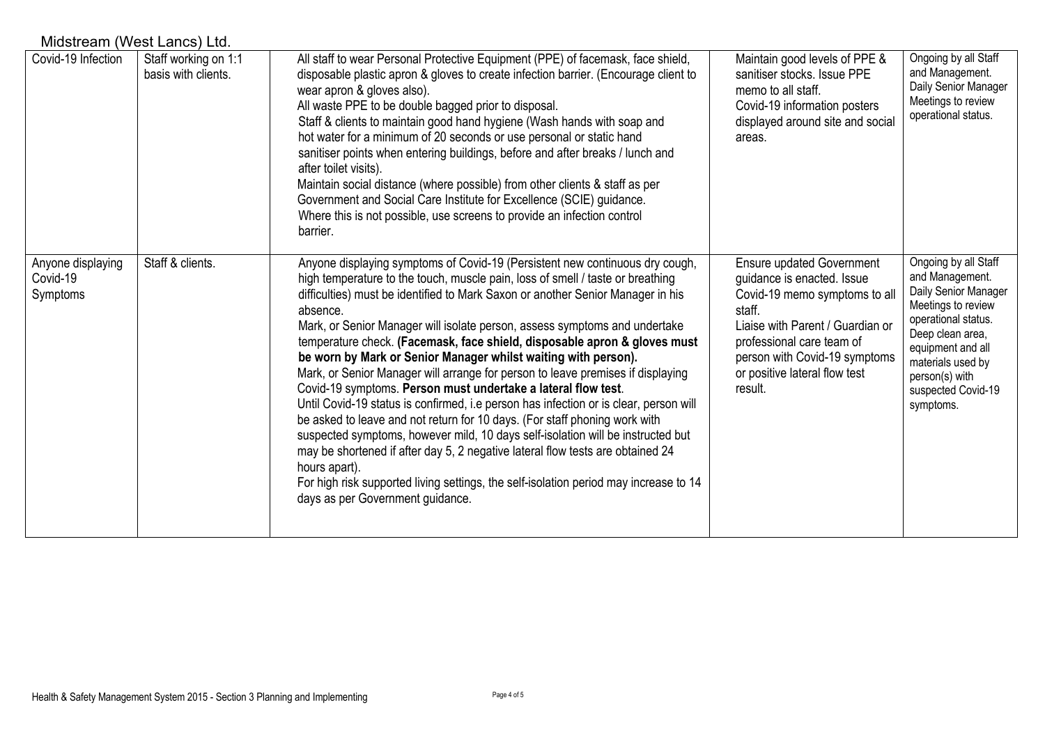Midstream (West Lancs) Ltd.

| | | | | |
|---|---|---|---|---|
| Covid-19 Infection | Staff working on 1:1 basis with clients. | All staff to wear Personal Protective Equipment (PPE) of facemask, face shield, disposable plastic apron & gloves to create infection barrier. (Encourage client to wear apron & gloves also).<br>All waste PPE to be double bagged prior to disposal.<br>Staff & clients to maintain good hand hygiene (Wash hands with soap and hot water for a minimum of 20 seconds or use personal or static hand sanitiser points when entering buildings, before and after breaks / lunch and after toilet visits).<br>Maintain social distance (where possible) from other clients & staff as per Government and Social Care Institute for Excellence (SCIE) guidance.<br>Where this is not possible, use screens to provide an infection control barrier. | Maintain good levels of PPE & sanitiser stocks. Issue PPE memo to all staff.<br>Covid-19 information posters displayed around site and social areas. | Ongoing by all Staff and Management.<br>Daily Senior Manager Meetings to review operational status. |
| Anyone displaying Covid-19 Symptoms | Staff & clients. | Anyone displaying symptoms of Covid-19 (Persistent new continuous dry cough, high temperature to the touch, muscle pain, loss of smell / taste or breathing difficulties) must be identified to Mark Saxon or another Senior Manager in his absence.<br>Mark, or Senior Manager will isolate person, assess symptoms and undertake temperature check. **(Facemask, face shield, disposable apron & gloves must be worn by Mark or Senior Manager whilst waiting with person).**<br>Mark, or Senior Manager will arrange for person to leave premises if displaying Covid-19 symptoms. **Person must undertake a lateral flow test**.<br>Until Covid-19 status is confirmed, i.e person has infection or is clear, person will be asked to leave and not return for 10 days. (For staff phoning work with suspected symptoms, however mild, 10 days self-isolation will be instructed but may be shortened if after day 5, 2 negative lateral flow tests are obtained 24 hours apart).<br>For high risk supported living settings, the self-isolation period may increase to 14 days as per Government guidance. | Ensure updated Government guidance is enacted. Issue Covid-19 memo symptoms to all staff.<br>Liaise with Parent / Guardian or professional care team of person with Covid-19 symptoms or positive lateral flow test result. | Ongoing by all Staff and Management.<br>Daily Senior Manager Meetings to review operational status.<br>Deep clean area, equipment and all materials used by person(s) with suspected Covid-19 symptoms. |

Health & Safety Management System 2015 - Section 3 Planning and Implementing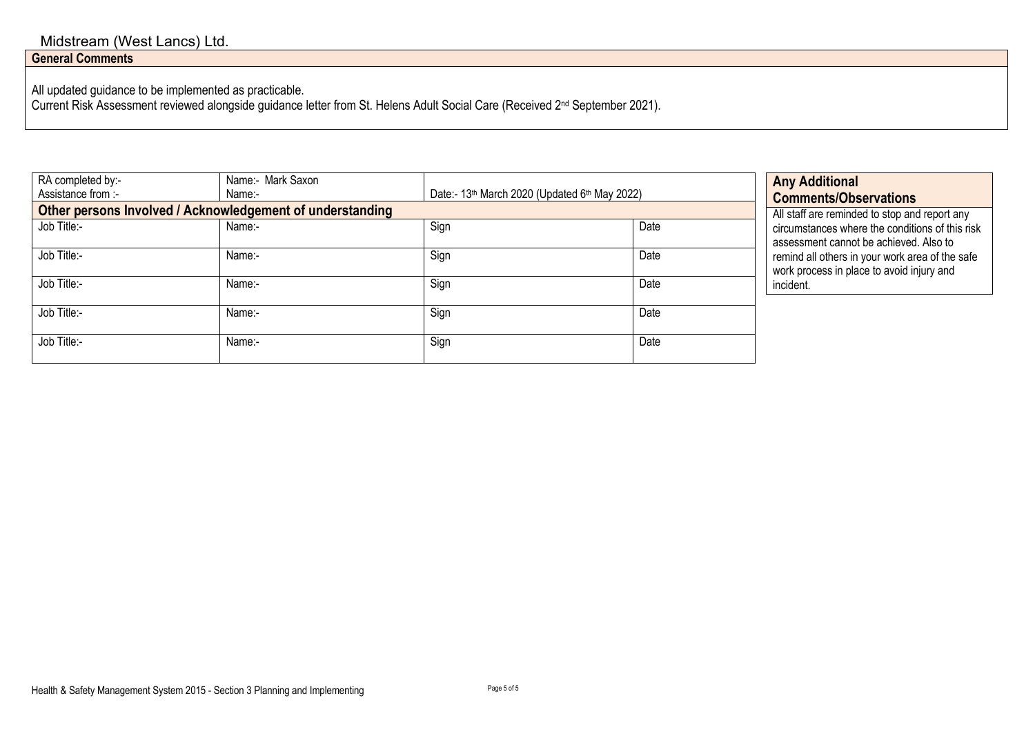Midstream (West Lancs) Ltd.

**General Comments**

All updated guidance to be implemented as practicable.
Current Risk Assessment reviewed alongside guidance letter from St. Helens Adult Social Care (Received 2nd September 2021).

| | | | |
|---|---|---|---|
| RA completed by:-<br>Assistance from :- | Name:- Mark Saxon<br>Name:- | Date:- 13th March 2020 (Updated 6th May 2022) | |
| **Other persons Involved / Acknowledgement of understanding** | | | |
| Job Title:- | Name:- | Sign | Date |
| Job Title:- | Name:- | Sign | Date |
| Job Title:- | Name:- | Sign | Date |
| Job Title:- | Name:- | Sign | Date |
| Job Title:- | Name:- | Sign | Date |

**Any Additional Comments/Observations**

All staff are reminded to stop and report any circumstances where the conditions of this risk assessment cannot be achieved. Also to remind all others in your work area of the safe work process in place to avoid injury and incident.

Health & Safety Management System 2015 - Section 3 Planning and Implementing